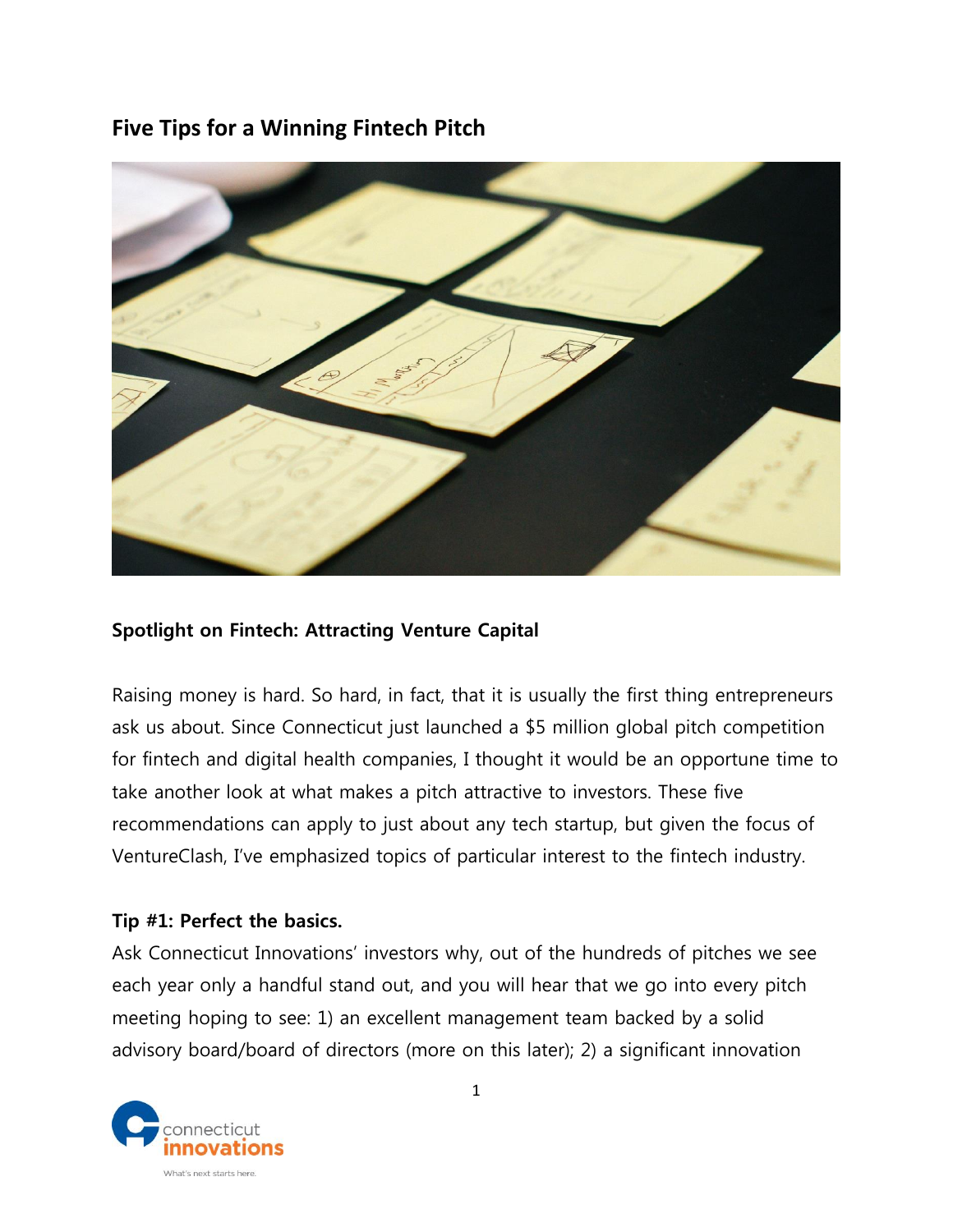# Five Tips for a Winning Fintech Pitch

## Spotlight on Fintech: Attracting Venture Capital

Raising money is hard. So hard, in fact, that it is usually the first thing entrepreneurs ask us about. Since Connecticut just launched a $5 million global pitch competition for fintech and digital health companies, I thought it would be an opportune time to take another look at what makes a pitch attractive to investors. These five recommendations can apply to just about any tech startup, but given the focus of VentureClash, I've emphasized topics of particular interest to the fintech industry.

### Tip #1: Perfect the basics.

Ask Connecticut Innovations' investors why, out of the hundreds of pitches we see each year only a handful stand out, and you will hear that we go into every pitch meeting hoping to see: 1) an excellent management team backed by a solid advisory board/board of directors (more on this later); 2) a significant innovation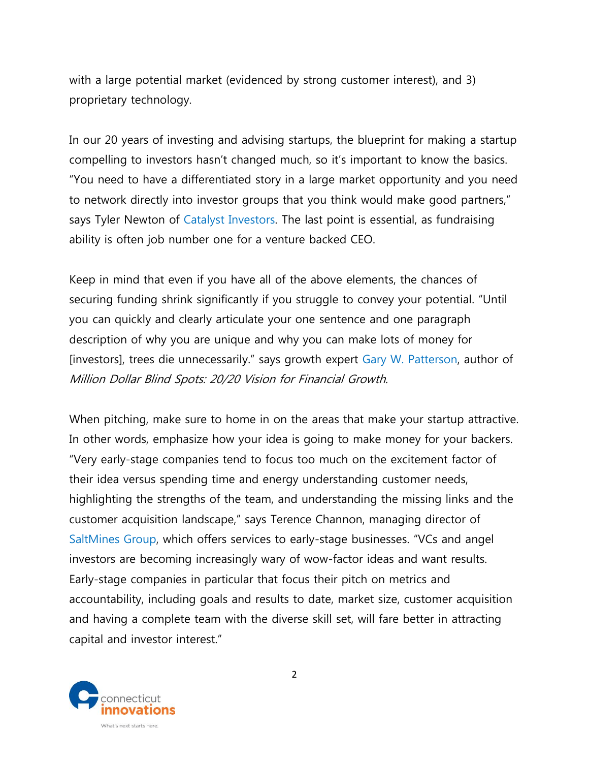with a large potential market (evidenced by strong customer interest), and 3) proprietary technology.

In our 20 years of investing and advising startups, the blueprint for making a startup compelling to investors hasn't changed much, so it's important to know the basics. "You need to have a differentiated story in a large market opportunity and you need to network directly into investor groups that you think would make good partners," says Tyler Newton of Catalyst Investors. The last point is essential, as fundraising ability is often job number one for a venture backed CEO.

Keep in mind that even if you have all of the above elements, the chances of securing funding shrink significantly if you struggle to convey your potential. "Until you can quickly and clearly articulate your one sentence and one paragraph description of why you are unique and why you can make lots of money for [investors], trees die unnecessarily." says growth expert Gary W. Patterson, author of *Million Dollar Blind Spots: 20/20 Vision for Financial Growth.*

When pitching, make sure to home in on the areas that make your startup attractive. In other words, emphasize how your idea is going to make money for your backers. "Very early-stage companies tend to focus too much on the excitement factor of their idea versus spending time and energy understanding customer needs, highlighting the strengths of the team, and understanding the missing links and the customer acquisition landscape," says Terence Channon, managing director of SaltMines Group, which offers services to early-stage businesses. "VCs and angel investors are becoming increasingly wary of wow-factor ideas and want results. Early-stage companies in particular that focus their pitch on metrics and accountability, including goals and results to date, market size, customer acquisition and having a complete team with the diverse skill set, will fare better in attracting capital and investor interest."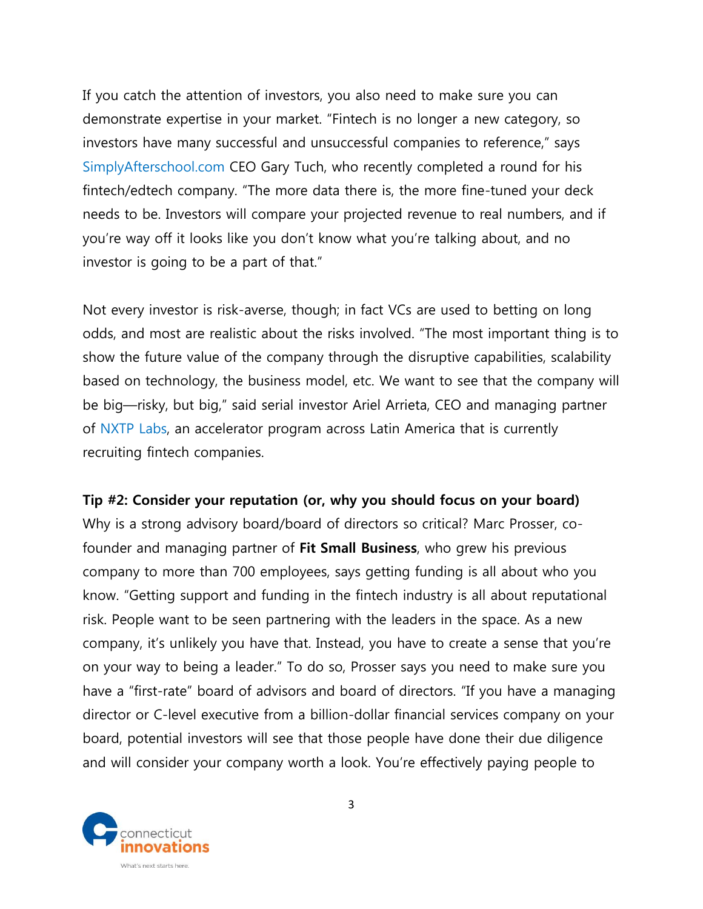If you catch the attention of investors, you also need to make sure you can demonstrate expertise in your market. "Fintech is no longer a new category, so investors have many successful and unsuccessful companies to reference," says SimplyAfterschool.com CEO Gary Tuch, who recently completed a round for his fintech/edtech company. "The more data there is, the more fine-tuned your deck needs to be. Investors will compare your projected revenue to real numbers, and if you're way off it looks like you don't know what you're talking about, and no investor is going to be a part of that."

Not every investor is risk-averse, though; in fact VCs are used to betting on long odds, and most are realistic about the risks involved. "The most important thing is to show the future value of the company through the disruptive capabilities, scalability based on technology, the business model, etc. We want to see that the company will be big—risky, but big," said serial investor Ariel Arrieta, CEO and managing partner of NXTP Labs, an accelerator program across Latin America that is currently recruiting fintech companies.

**Tip #2: Consider your reputation (or, why you should focus on your board)**

Why is a strong advisory board/board of directors so critical? Marc Prosser, co-founder and managing partner of **Fit Small Business**, who grew his previous company to more than 700 employees, says getting funding is all about who you know. "Getting support and funding in the fintech industry is all about reputational risk. People want to be seen partnering with the leaders in the space. As a new company, it's unlikely you have that. Instead, you have to create a sense that you're on your way to being a leader." To do so, Prosser says you need to make sure you have a "first-rate" board of advisors and board of directors. "If you have a managing director or C-level executive from a billion-dollar financial services company on your board, potential investors will see that those people have done their due diligence and will consider your company worth a look. You're effectively paying people to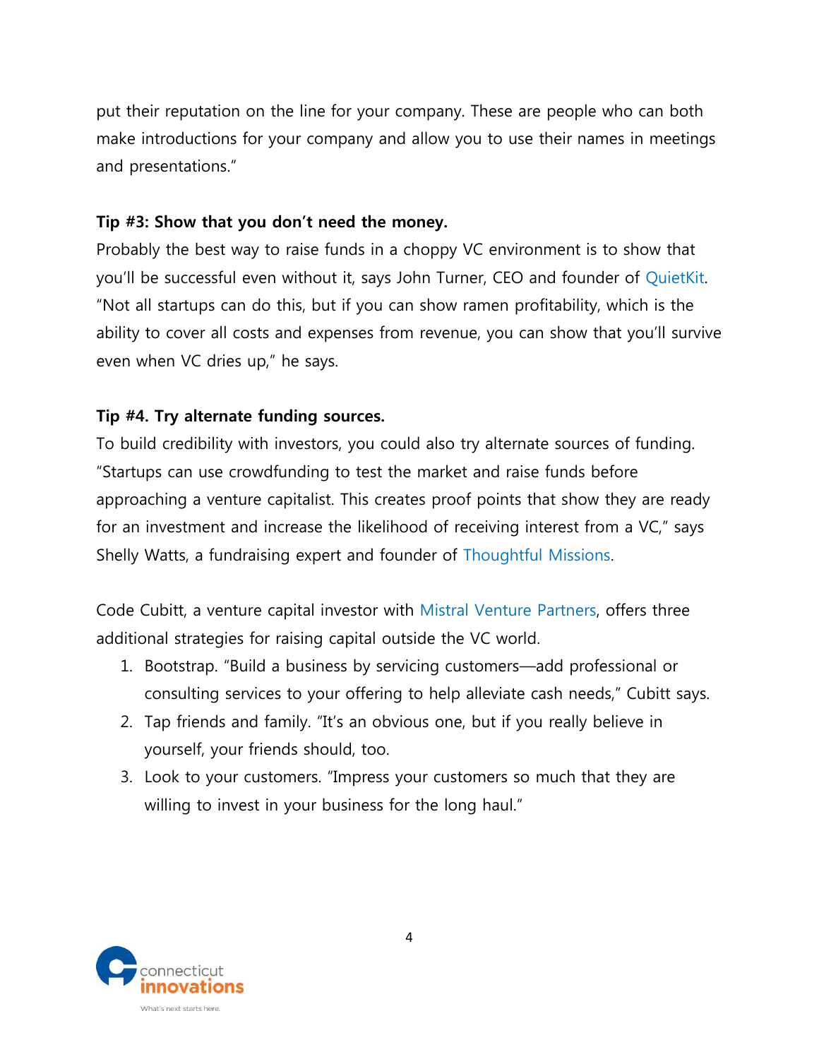put their reputation on the line for your company. These are people who can both make introductions for your company and allow you to use their names in meetings and presentations."

**Tip #3: Show that you don't need the money.**

Probably the best way to raise funds in a choppy VC environment is to show that you'll be successful even without it, says John Turner, CEO and founder of QuietKit. "Not all startups can do this, but if you can show ramen profitability, which is the ability to cover all costs and expenses from revenue, you can show that you'll survive even when VC dries up," he says.

**Tip #4. Try alternate funding sources.**

To build credibility with investors, you could also try alternate sources of funding. "Startups can use crowdfunding to test the market and raise funds before approaching a venture capitalist. This creates proof points that show they are ready for an investment and increase the likelihood of receiving interest from a VC," says Shelly Watts, a fundraising expert and founder of Thoughtful Missions.

Code Cubitt, a venture capital investor with Mistral Venture Partners, offers three additional strategies for raising capital outside the VC world.

1. Bootstrap. "Build a business by servicing customers—add professional or consulting services to your offering to help alleviate cash needs," Cubitt says.
2. Tap friends and family. "It's an obvious one, but if you really believe in yourself, your friends should, too.
3. Look to your customers. "Impress your customers so much that they are willing to invest in your business for the long haul."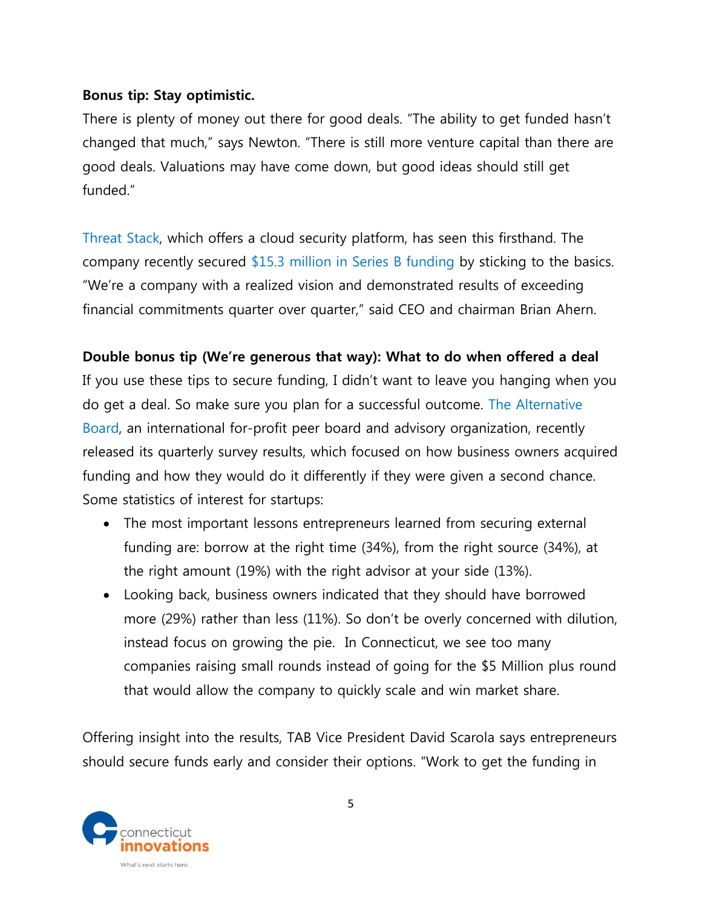**Bonus tip: Stay optimistic.**

There is plenty of money out there for good deals. "The ability to get funded hasn't changed that much," says Newton. "There is still more venture capital than there are good deals. Valuations may have come down, but good ideas should still get funded."

Threat Stack, which offers a cloud security platform, has seen this firsthand. The company recently secured $15.3 million in Series B funding by sticking to the basics. "We're a company with a realized vision and demonstrated results of exceeding financial commitments quarter over quarter," said CEO and chairman Brian Ahern.

**Double bonus tip (We're generous that way): What to do when offered a deal**

If you use these tips to secure funding, I didn't want to leave you hanging when you do get a deal. So make sure you plan for a successful outcome. The Alternative Board, an international for-profit peer board and advisory organization, recently released its quarterly survey results, which focused on how business owners acquired funding and how they would do it differently if they were given a second chance. Some statistics of interest for startups:

- The most important lessons entrepreneurs learned from securing external funding are: borrow at the right time (34%), from the right source (34%), at the right amount (19%) with the right advisor at your side (13%).
- Looking back, business owners indicated that they should have borrowed more (29%) rather than less (11%). So don't be overly concerned with dilution, instead focus on growing the pie. In Connecticut, we see too many companies raising small rounds instead of going for the $5 Million plus round that would allow the company to quickly scale and win market share.

Offering insight into the results, TAB Vice President David Scarola says entrepreneurs should secure funds early and consider their options. "Work to get the funding in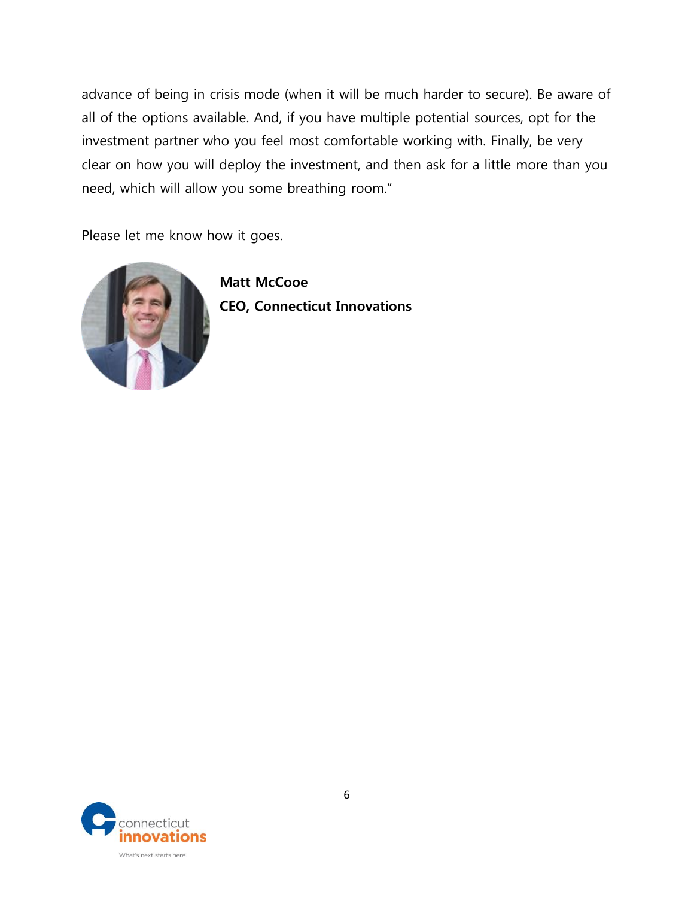advance of being in crisis mode (when it will be much harder to secure). Be aware of all of the options available. And, if you have multiple potential sources, opt for the investment partner who you feel most comfortable working with. Finally, be very clear on how you will deploy the investment, and then ask for a little more than you need, which will allow you some breathing room."

Please let me know how it goes.

**Matt McCooe**
**CEO, Connecticut Innovations**